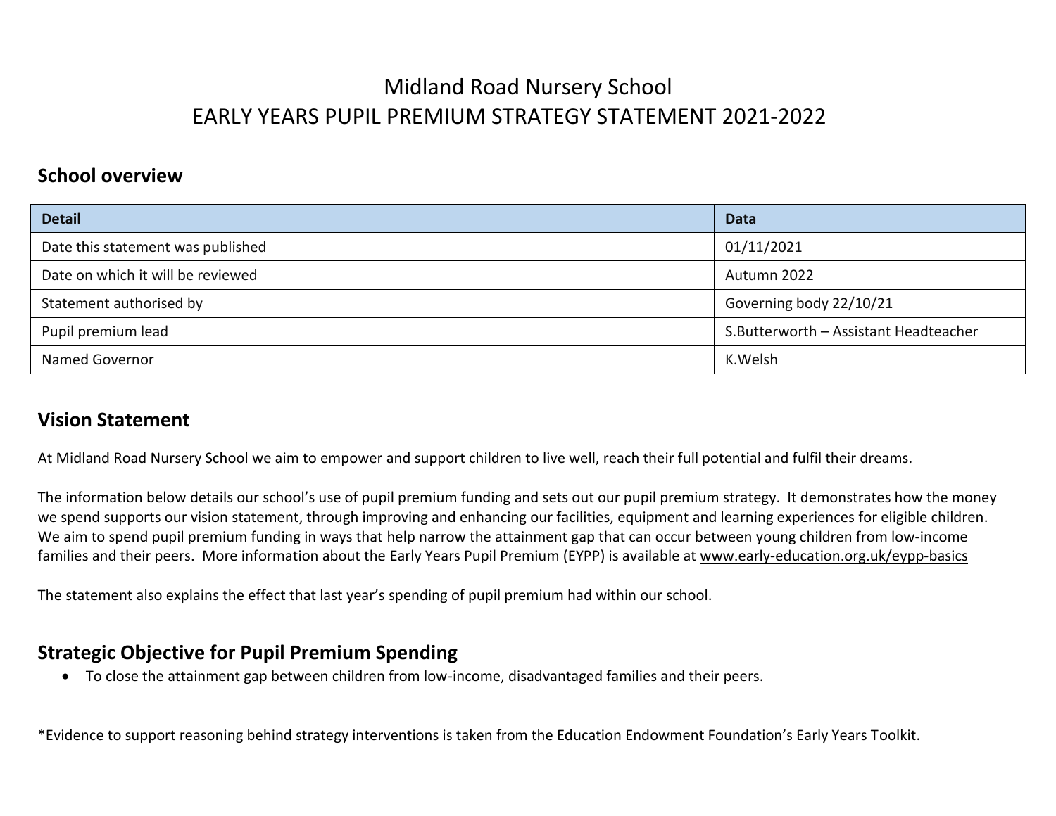# Midland Road Nursery School
# EARLY YEARS PUPIL PREMIUM STRATEGY STATEMENT 2021-2022

## School overview

| Detail | Data |
|---|---|
| Date this statement was published | 01/11/2021 |
| Date on which it will be reviewed | Autumn 2022 |
| Statement authorised by | Governing body 22/10/21 |
| Pupil premium lead | S.Butterworth – Assistant Headteacher |
| Named Governor | K.Welsh |

## Vision Statement

At Midland Road Nursery School we aim to empower and support children to live well, reach their full potential and fulfil their dreams.

The information below details our school's use of pupil premium funding and sets out our pupil premium strategy. It demonstrates how the money we spend supports our vision statement, through improving and enhancing our facilities, equipment and learning experiences for eligible children. We aim to spend pupil premium funding in ways that help narrow the attainment gap that can occur between young children from low-income families and their peers. More information about the Early Years Pupil Premium (EYPP) is available at www.early-education.org.uk/eypp-basics

The statement also explains the effect that last year's spending of pupil premium had within our school.

## Strategic Objective for Pupil Premium Spending

- To close the attainment gap between children from low-income, disadvantaged families and their peers.

*Evidence to support reasoning behind strategy interventions is taken from the Education Endowment Foundation's Early Years Toolkit.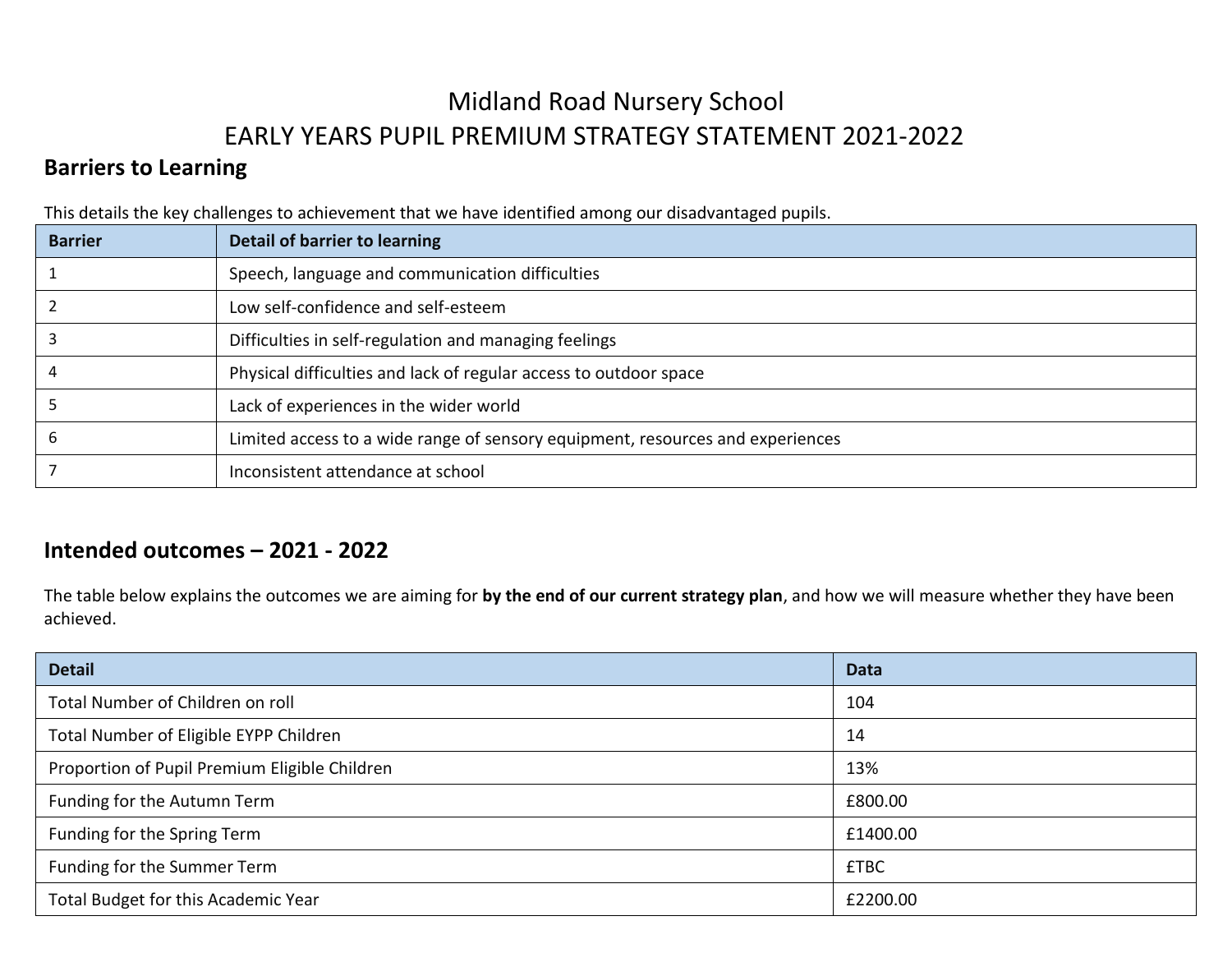# Midland Road Nursery School
# EARLY YEARS PUPIL PREMIUM STRATEGY STATEMENT 2021-2022

## Barriers to Learning

This details the key challenges to achievement that we have identified among our disadvantaged pupils.

| Barrier | Detail of barrier to learning |
|---|---|
| 1 | Speech, language and communication difficulties |
| 2 | Low self-confidence and self-esteem |
| 3 | Difficulties in self-regulation and managing feelings |
| 4 | Physical difficulties and lack of regular access to outdoor space |
| 5 | Lack of experiences in the wider world |
| 6 | Limited access to a wide range of sensory equipment, resources and experiences |
| 7 | Inconsistent attendance at school |

## Intended outcomes – 2021 - 2022

The table below explains the outcomes we are aiming for **by the end of our current strategy plan**, and how we will measure whether they have been achieved.

| Detail | Data |
|---|---|
| Total Number of Children on roll | 104 |
| Total Number of Eligible EYPP Children | 14 |
| Proportion of Pupil Premium Eligible Children | 13% |
| Funding for the Autumn Term | £800.00 |
| Funding for the Spring Term | £1400.00 |
| Funding for the Summer Term | £TBC |
| Total Budget for this Academic Year | £2200.00 |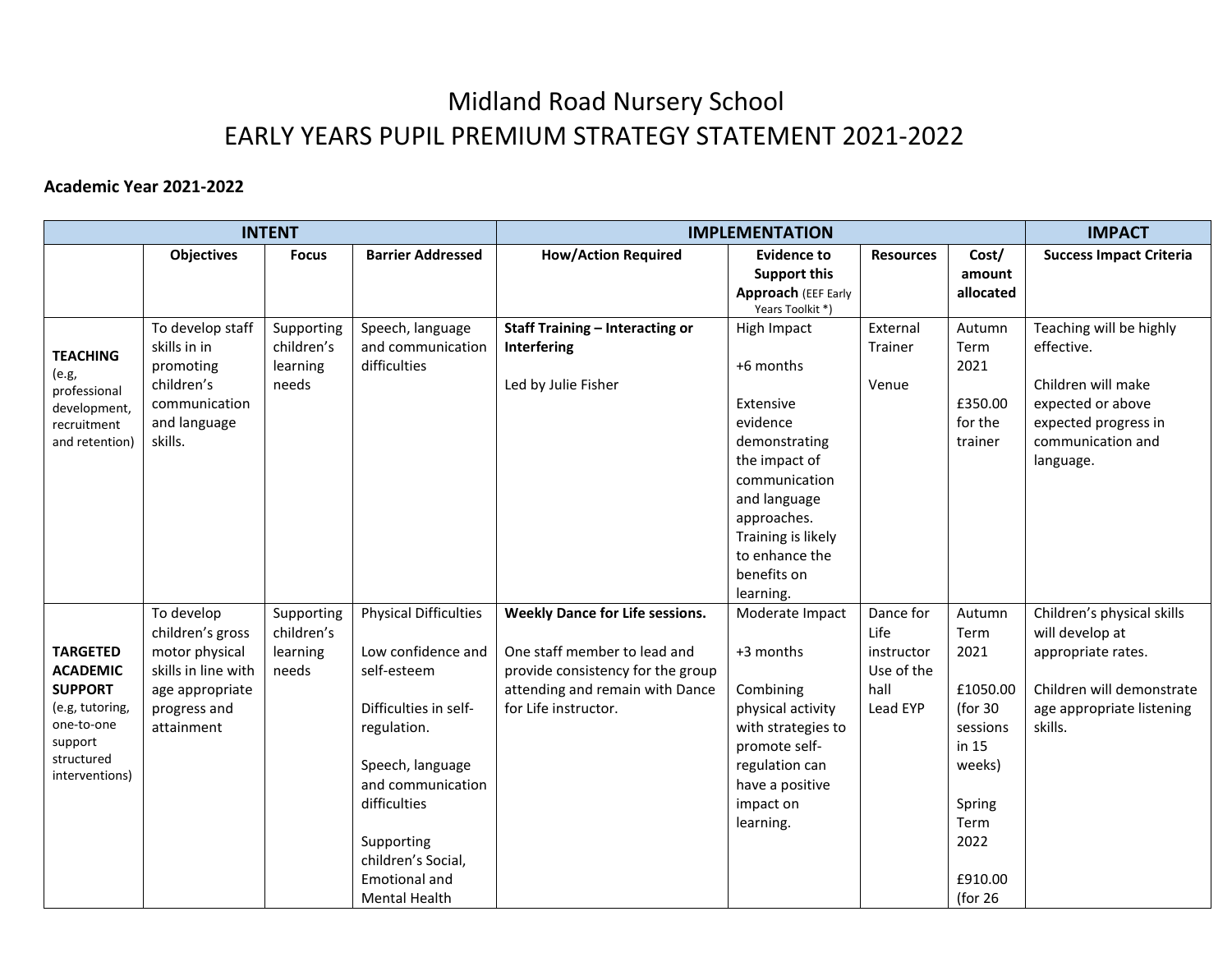# Midland Road Nursery School
# EARLY YEARS PUPIL PREMIUM STRATEGY STATEMENT 2021-2022

**Academic Year 2021-2022**

| INTENT | | | | IMPLEMENTATION | | | | IMPACT |
|---|---|---|---|---|---|---|---|---|
| | **Objectives** | **Focus** | **Barrier Addressed** | **How/Action Required** | **Evidence to Support this Approach** (EEF Early Years Toolkit *) | **Resources** | **Cost/ amount allocated** | **Success Impact Criteria** |
| **TEACHING** (e.g, professional development, recruitment and retention) | To develop staff skills in in promoting children's communication and language skills. | Supporting children's learning needs | Speech, language and communication difficulties | **Staff Training – Interacting or Interfering**<br><br>Led by Julie Fisher | High Impact<br><br>+6 months<br><br>Extensive evidence demonstrating the impact of communication and language approaches. Training is likely to enhance the benefits on learning. | External Trainer<br><br>Venue | Autumn Term 2021<br><br>£350.00 for the trainer | Teaching will be highly effective.<br><br>Children will make expected or above expected progress in communication and language. |
| **TARGETED ACADEMIC SUPPORT** (e.g, tutoring, one-to-one support structured interventions) | To develop children's gross motor physical skills in line with age appropriate progress and attainment | Supporting children's learning needs | Physical Difficulties<br><br>Low confidence and self-esteem<br><br>Difficulties in self-regulation.<br><br>Speech, language and communication difficulties<br><br>Supporting children's Social, Emotional and Mental Health | **Weekly Dance for Life sessions.**<br><br>One staff member to lead and provide consistency for the group attending and remain with Dance for Life instructor. | Moderate Impact<br><br>+3 months<br><br>Combining physical activity with strategies to promote self-regulation can have a positive impact on learning. | Dance for Life instructor<br>Use of the hall<br>Lead EYP | Autumn Term 2021<br><br>£1050.00 (for 30 sessions in 15 weeks)<br><br>Spring Term 2022<br><br>£910.00 (for 26 | Children's physical skills will develop at appropriate rates.<br><br>Children will demonstrate age appropriate listening skills. |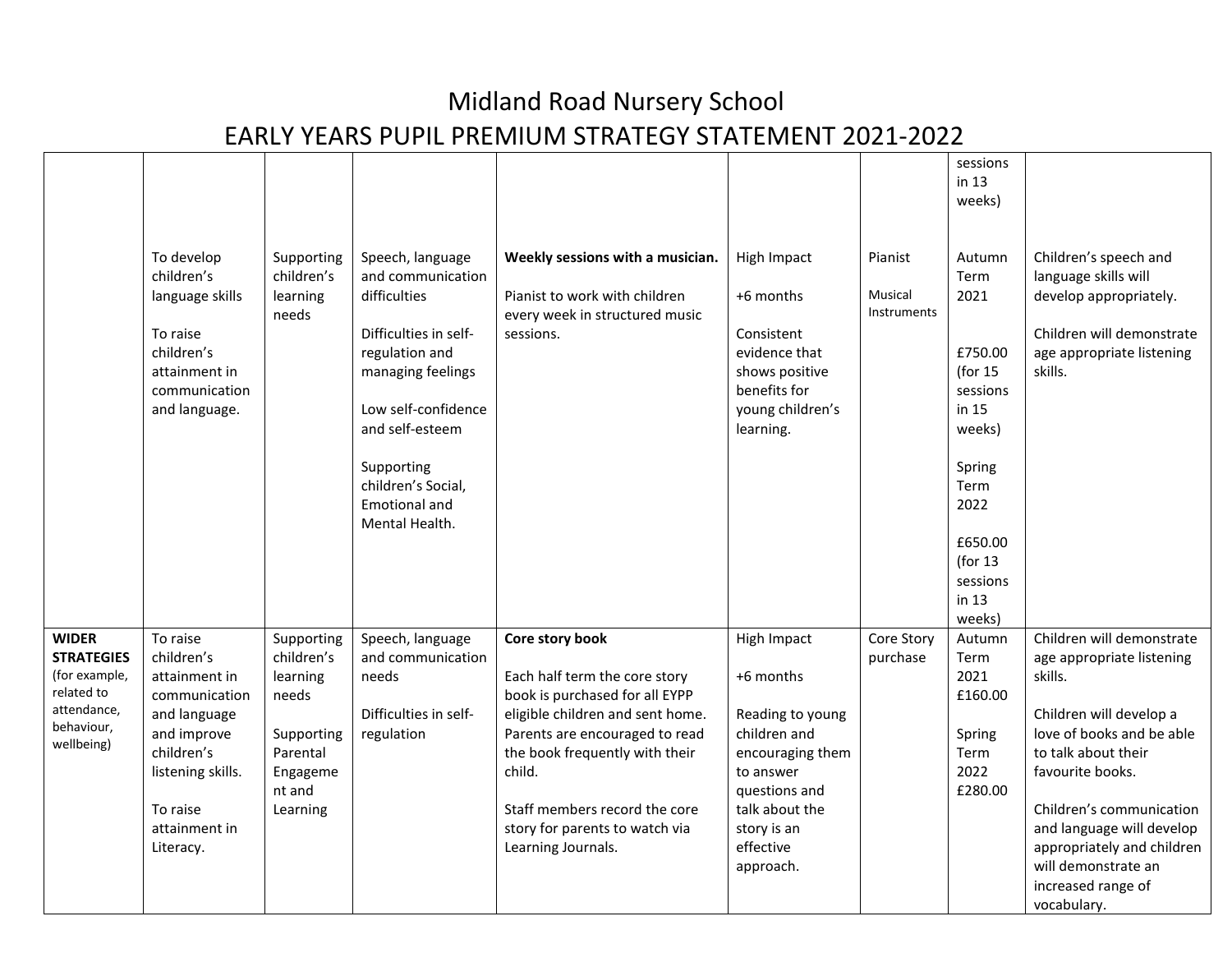# Midland Road Nursery School
## EARLY YEARS PUPIL PREMIUM STRATEGY STATEMENT 2021-2022

| | | | | | | | | |
|---|---|---|---|---|---|---|---|---|
| | | | | | | | sessions in 13 weeks) | |
| | To develop children's language skills<br><br>To raise children's attainment in communication and language. | Supporting children's learning needs | Speech, language and communication difficulties<br><br>Difficulties in self-regulation and managing feelings<br><br>Low self-confidence and self-esteem<br><br>Supporting children's Social, Emotional and Mental Health. | **Weekly sessions with a musician.**<br><br>Pianist to work with children every week in structured music sessions. | High Impact<br><br>+6 months<br><br>Consistent evidence that shows positive benefits for young children's learning. | Pianist<br><br>Musical Instruments | Autumn Term 2021<br><br>£750.00 (for 15 sessions in 15 weeks)<br><br>Spring Term 2022<br><br>£650.00 (for 13 sessions in 13 weeks) | Children's speech and language skills will develop appropriately.<br><br>Children will demonstrate age appropriate listening skills. |
| **WIDER STRATEGIES** (for example, related to attendance, behaviour, wellbeing) | To raise children's attainment in communication and language and improve children's listening skills.<br><br>To raise attainment in Literacy. | Supporting children's learning needs<br><br>Supporting Parental Engagement and Learning | Speech, language and communication needs<br><br>Difficulties in self-regulation | **Core story book**<br><br>Each half term the core story book is purchased for all EYPP eligible children and sent home. Parents are encouraged to read the book frequently with their child.<br><br>Staff members record the core story for parents to watch via Learning Journals. | High Impact<br><br>+6 months<br><br>Reading to young children and encouraging them to answer questions and talk about the story is an effective approach. | Core Story purchase | Autumn Term 2021 £160.00<br><br>Spring Term 2022 £280.00 | Children will demonstrate age appropriate listening skills.<br><br>Children will develop a love of books and be able to talk about their favourite books.<br><br>Children's communication and language will develop appropriately and children will demonstrate an increased range of vocabulary. |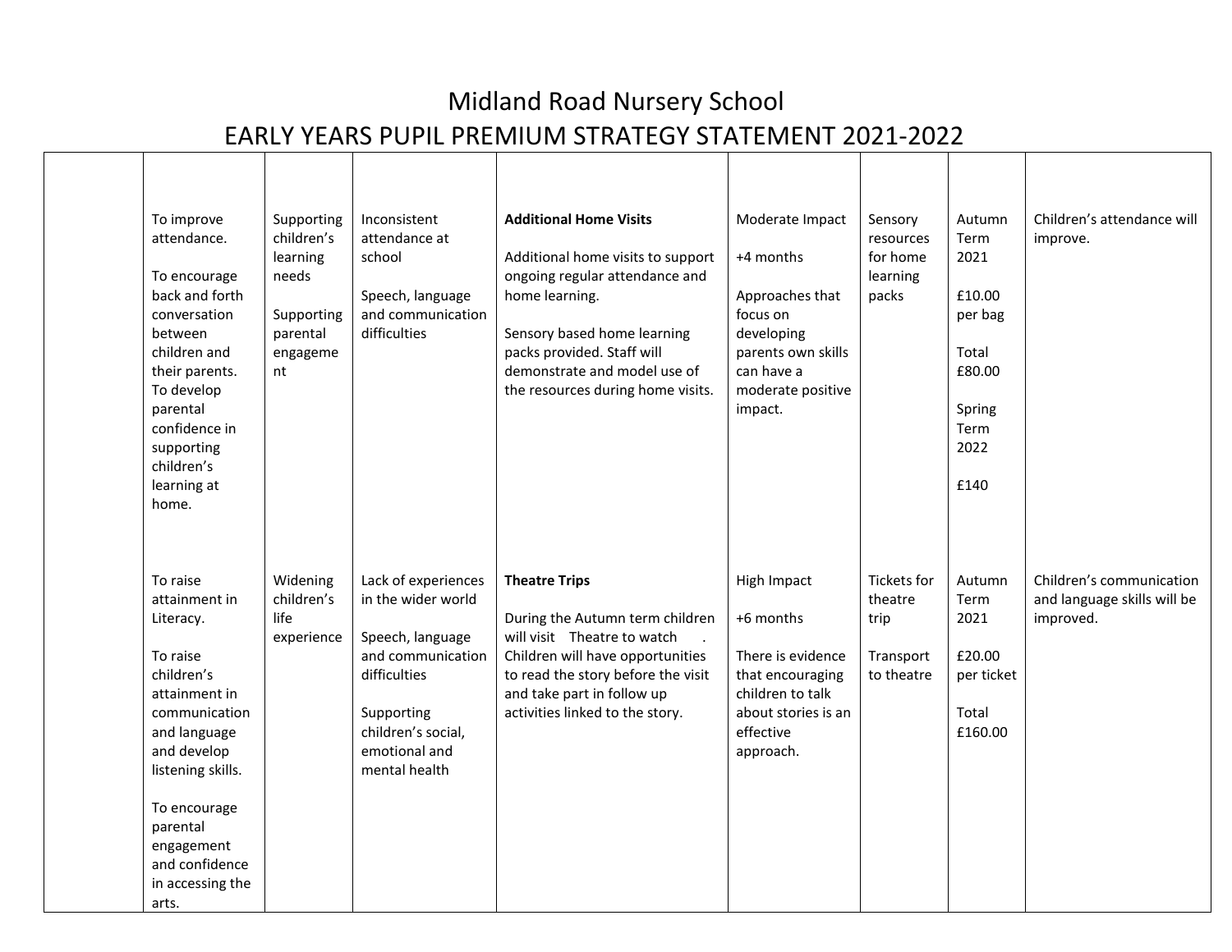# Midland Road Nursery School

# EARLY YEARS PUPIL PREMIUM STRATEGY STATEMENT 2021-2022

| | | | | | | | | |
|---|---|---|---|---|---|---|---|---|
| | To improve attendance.<br><br>To encourage back and forth conversation between children and their parents.<br>To develop parental confidence in supporting children's learning at home. | Supporting children's learning needs<br><br>Supporting parental engagement | Inconsistent attendance at school<br><br>Speech, language and communication difficulties | **Additional Home Visits**<br><br>Additional home visits to support ongoing regular attendance and home learning.<br><br>Sensory based home learning packs provided. Staff will demonstrate and model use of the resources during home visits. | Moderate Impact<br><br>+4 months<br><br>Approaches that focus on developing parents own skills can have a moderate positive impact. | Sensory resources for home learning packs | Autumn Term 2021<br><br>£10.00 per bag<br><br>Total £80.00<br><br>Spring Term 2022<br><br>£140 | Children's attendance will improve. |
| | To raise attainment in Literacy.<br><br>To raise children's attainment in communication and language and develop listening skills.<br><br>To encourage parental engagement and confidence in accessing the arts. | Widening children's life experience | Lack of experiences in the wider world<br><br>Speech, language and communication difficulties<br><br>Supporting children's social, emotional and mental health | **Theatre Trips**<br><br>During the Autumn term children will visit Theatre to watch . Children will have opportunities to read the story before the visit and take part in follow up activities linked to the story. | High Impact<br><br>+6 months<br><br>There is evidence that encouraging children to talk about stories is an effective approach. | Tickets for theatre trip<br><br>Transport to theatre | Autumn Term 2021<br><br>£20.00 per ticket<br><br>Total £160.00 | Children's communication and language skills will be improved. |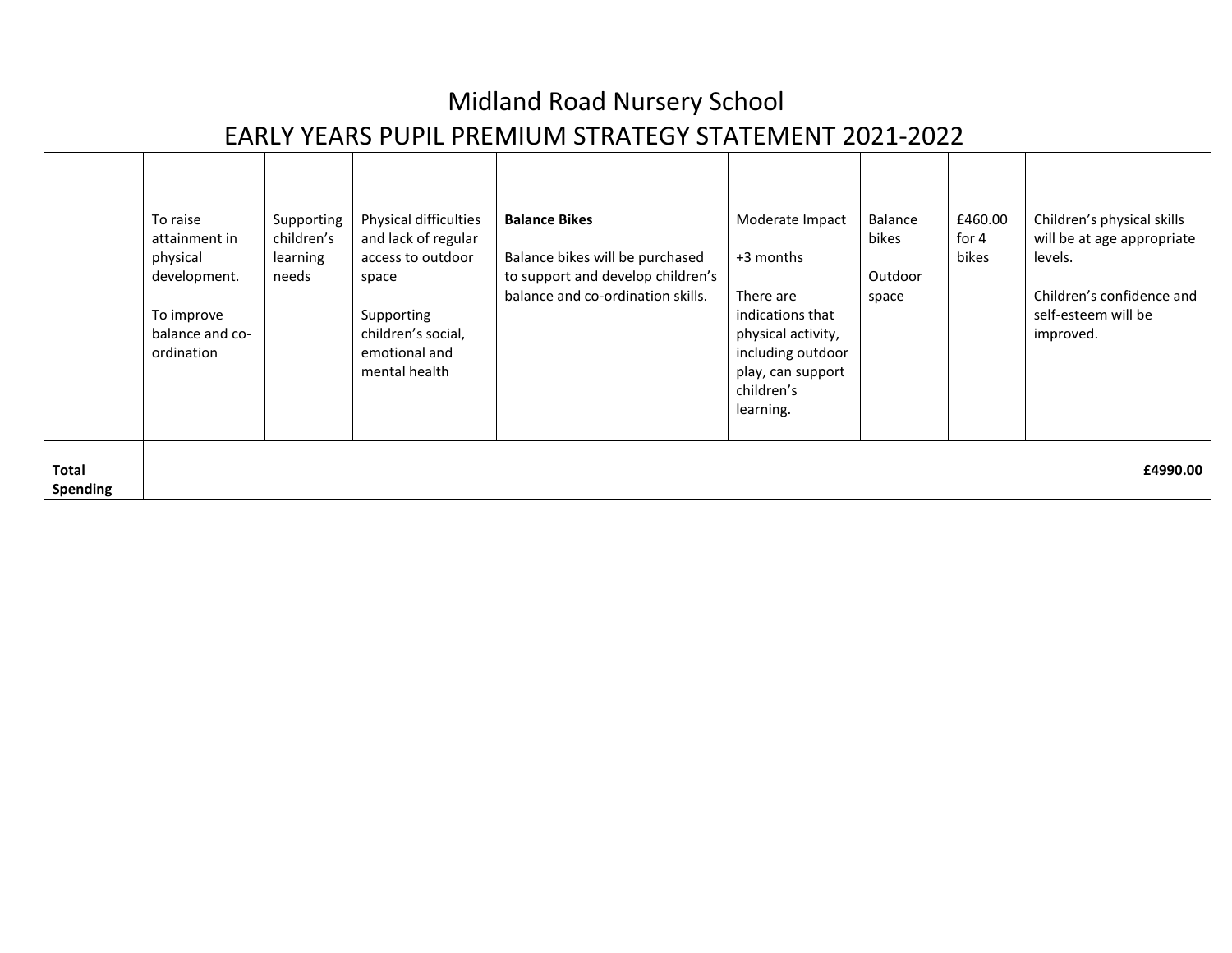# Midland Road Nursery School

## EARLY YEARS PUPIL PREMIUM STRATEGY STATEMENT 2021-2022

| | | | | | | | | |
|---|---|---|---|---|---|---|---|---|
| | To raise attainment in physical development.<br><br>To improve balance and co-ordination | Supporting children's learning needs | Physical difficulties and lack of regular access to outdoor space<br><br>Supporting children's social, emotional and mental health | **Balance Bikes**<br><br>Balance bikes will be purchased to support and develop children's balance and co-ordination skills. | Moderate Impact<br><br>+3 months<br><br>There are indications that physical activity, including outdoor play, can support children's learning. | Balance bikes<br><br>Outdoor space | £460.00 for 4 bikes | Children's physical skills will be at age appropriate levels.<br><br>Children's confidence and self-esteem will be improved. |
| **Total Spending** | | | | | | | | **£4990.00** |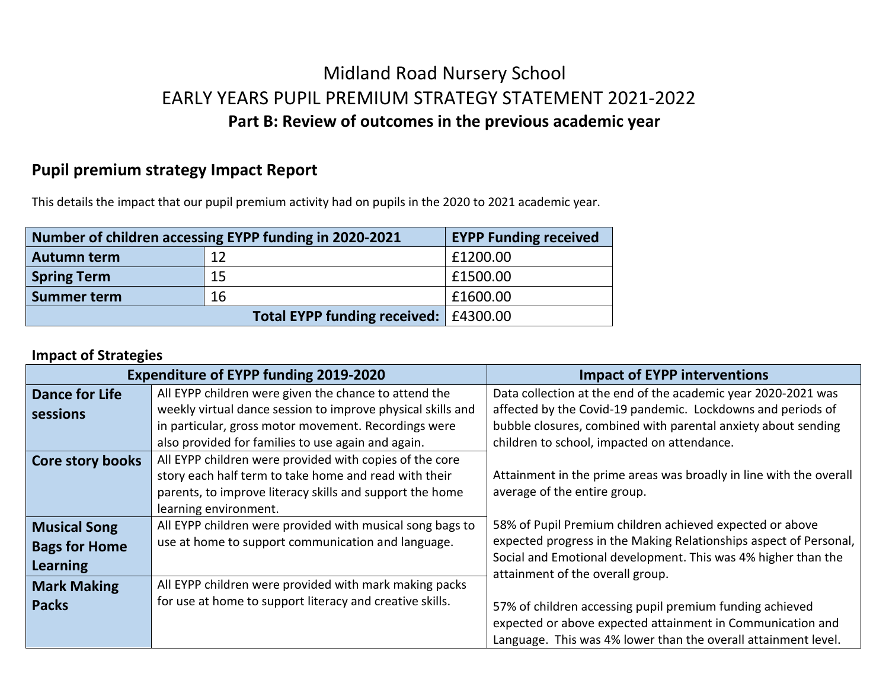# Midland Road Nursery School

# EARLY YEARS PUPIL PREMIUM STRATEGY STATEMENT 2021-2022

## Part B: Review of outcomes in the previous academic year

## Pupil premium strategy Impact Report

This details the impact that our pupil premium activity had on pupils in the 2020 to 2021 academic year.

| **Number of children accessing EYPP funding in 2020-2021** | | **EYPP Funding received** |
|---|---|---|
| **Autumn term** | 12 | £1200.00 |
| **Spring Term** | 15 | £1500.00 |
| **Summer term** | 16 | £1600.00 |
| **Total EYPP funding received:** | | £4300.00 |

### Impact of Strategies

| **Expenditure of EYPP funding 2019-2020** | | **Impact of EYPP interventions** |
|---|---|---|
| **Dance for Life sessions** | All EYPP children were given the chance to attend the weekly virtual dance session to improve physical skills and in particular, gross motor movement. Recordings were also provided for families to use again and again. | Data collection at the end of the academic year 2020-2021 was affected by the Covid-19 pandemic. Lockdowns and periods of bubble closures, combined with parental anxiety about sending children to school, impacted on attendance.<br><br>Attainment in the prime areas was broadly in line with the overall average of the entire group.<br><br>58% of Pupil Premium children achieved expected or above expected progress in the Making Relationships aspect of Personal, Social and Emotional development. This was 4% higher than the attainment of the overall group.<br><br>57% of children accessing pupil premium funding achieved expected or above expected attainment in Communication and Language. This was 4% lower than the overall attainment level. |
| **Core story books** | All EYPP children were provided with copies of the core story each half term to take home and read with their parents, to improve literacy skills and support the home learning environment. | |
| **Musical Song Bags for Home Learning** | All EYPP children were provided with musical song bags to use at home to support communication and language. | |
| **Mark Making Packs** | All EYPP children were provided with mark making packs for use at home to support literacy and creative skills. | |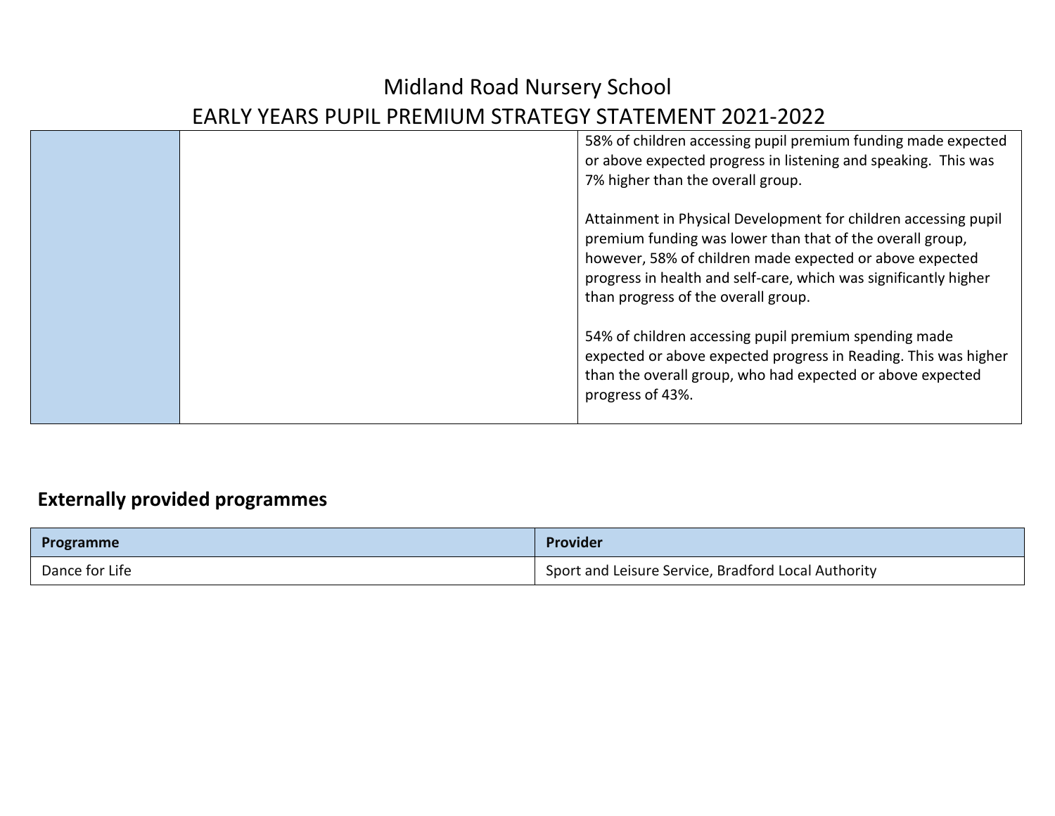# Midland Road Nursery School
# EARLY YEARS PUPIL PREMIUM STRATEGY STATEMENT 2021-2022

| | | |
|---|---|---|
| | | 58% of children accessing pupil premium funding made expected or above expected progress in listening and speaking. This was 7% higher than the overall group.<br><br>Attainment in Physical Development for children accessing pupil premium funding was lower than that of the overall group, however, 58% of children made expected or above expected progress in health and self-care, which was significantly higher than progress of the overall group.<br><br>54% of children accessing pupil premium spending made expected or above expected progress in Reading. This was higher than the overall group, who had expected or above expected progress of 43%. |

## Externally provided programmes

| Programme | Provider |
|---|---|
| Dance for Life | Sport and Leisure Service, Bradford Local Authority |